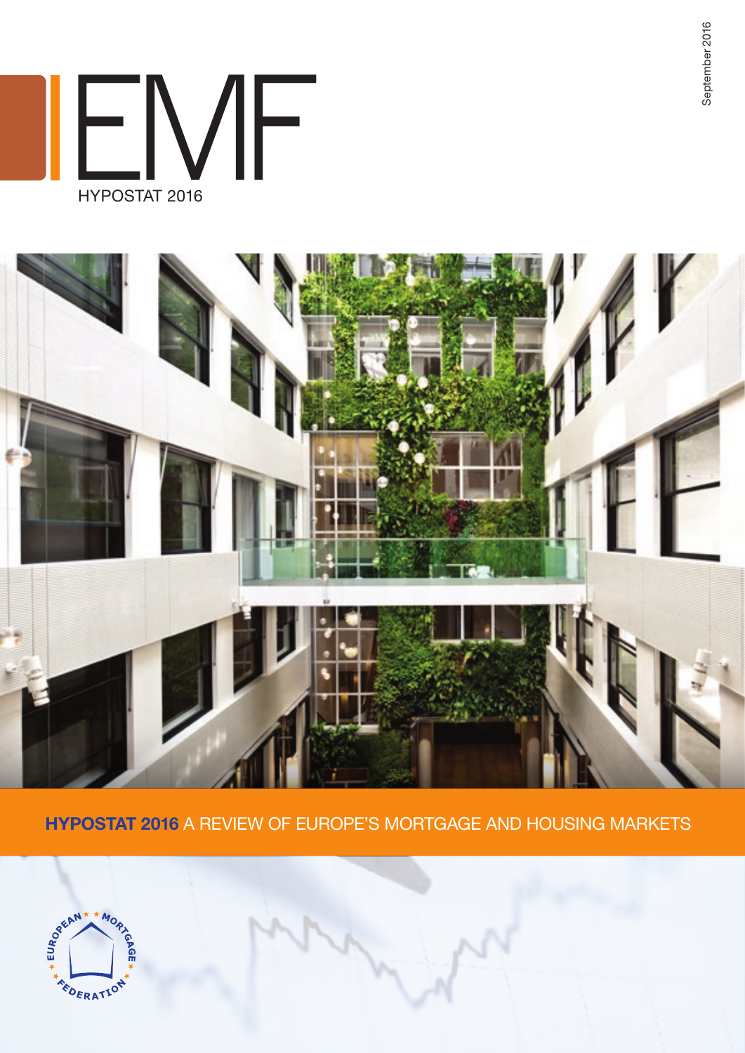September 2016

# EMF

HYPOSTAT 2016

**HYPOSTAT 2016** A REVIEW OF EUROPE'S MORTGAGE AND HOUSING MARKETS

EUROPEAN MORTGAGE FEDERATION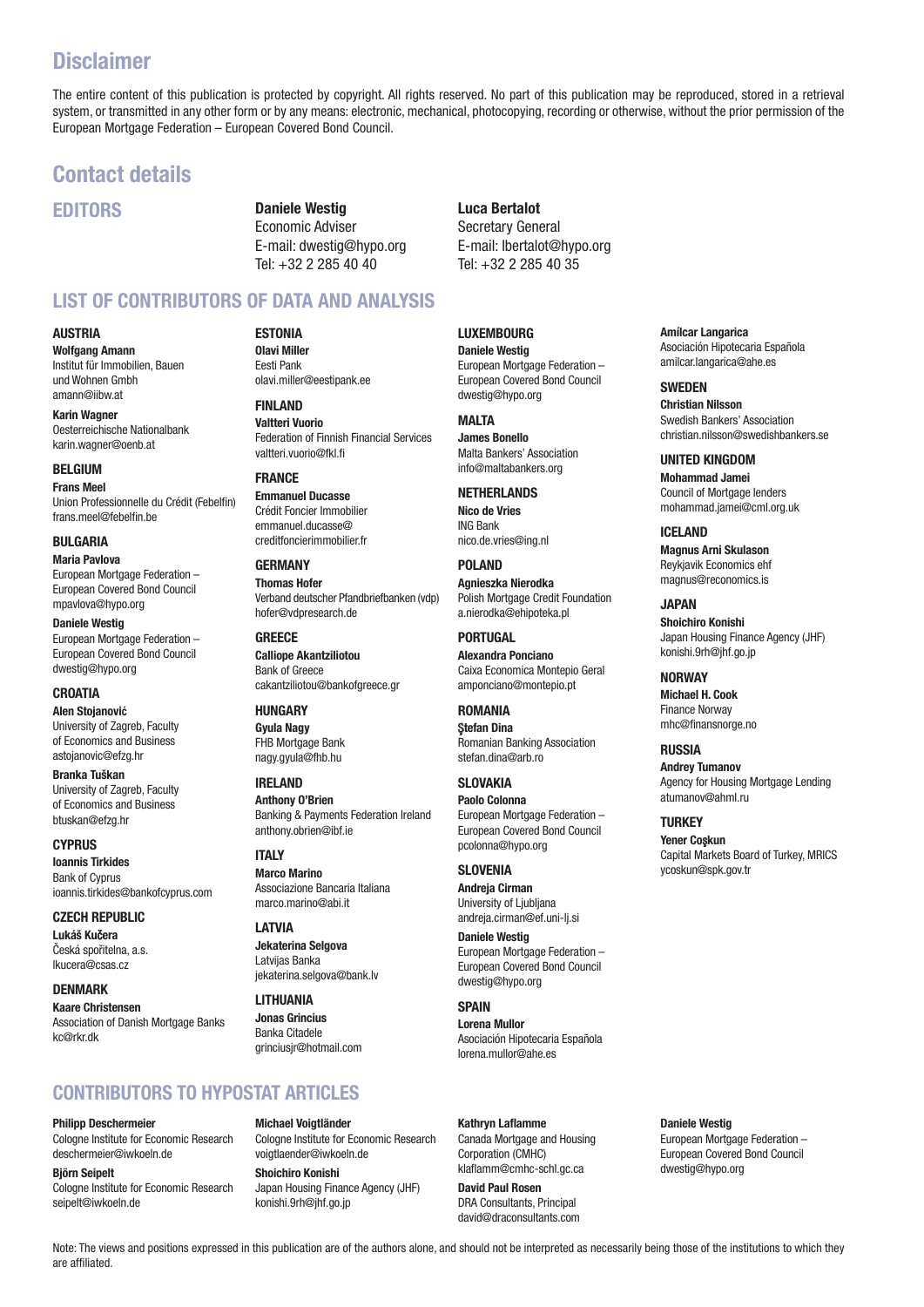# Disclaimer

The entire content of this publication is protected by copyright. All rights reserved. No part of this publication may be reproduced, stored in a retrieval system, or transmitted in any other form or by any means: electronic, mechanical, photocopying, recording or otherwise, without the prior permission of the European Mortgage Federation – European Covered Bond Council.

# Contact details

## EDITORS

**Daniele Westig**
Economic Adviser
E-mail: dwestig@hypo.org
Tel: +32 2 285 40 40

**Luca Bertalot**
Secretary General
E-mail: lbertalot@hypo.org
Tel: +32 2 285 40 35

## LIST OF CONTRIBUTORS OF DATA AND ANALYSIS

### AUSTRIA

**Wolfgang Amann**
Institut für Immobilien, Bauen und Wohnen Gmbh
amann@iibw.at

**Karin Wagner**
Oesterreichische Nationalbank
karin.wagner@oenb.at

### BELGIUM

**Frans Meel**
Union Professionnelle du Crédit (Febelfin)
frans.meel@febelfin.be

### BULGARIA

**Maria Pavlova**
European Mortgage Federation – European Covered Bond Council
mpavlova@hypo.org

**Daniele Westig**
European Mortgage Federation – European Covered Bond Council
dwestig@hypo.org

### CROATIA

**Alen Stojanović**
University of Zagreb, Faculty of Economics and Business
astojanovic@efzg.hr

**Branka Tuškan**
University of Zagreb, Faculty of Economics and Business
btuskan@efzg.hr

### CYPRUS

**Ioannis Tirkides**
Bank of Cyprus
ioannis.tirkides@bankofcyprus.com

### CZECH REPUBLIC

**Lukáš Kučera**
Česká spořitelna, a.s.
lkucera@csas.cz

### DENMARK

**Kaare Christensen**
Association of Danish Mortgage Banks
kc@rkr.dk

### ESTONIA

**Olavi Miller**
Eesti Pank
olavi.miller@eestipank.ee

### FINLAND

**Valtteri Vuorio**
Federation of Finnish Financial Services
valtteri.vuorio@fkl.fi

### FRANCE

**Emmanuel Ducasse**
Crédit Foncier Immobilier
emmanuel.ducasse@creditfoncierimmobilier.fr

### GERMANY

**Thomas Hofer**
Verband deutscher Pfandbriefbanken (vdp)
hofer@vdpresearch.de

### GREECE

**Calliope Akantziliotou**
Bank of Greece
cakantziliotou@bankofgreece.gr

### HUNGARY

**Gyula Nagy**
FHB Mortgage Bank
nagy.gyula@fhb.hu

### IRELAND

**Anthony O'Brien**
Banking & Payments Federation Ireland
anthony.obrien@ibf.ie

### ITALY

**Marco Marino**
Associazione Bancaria Italiana
marco.marino@abi.it

### LATVIA

**Jekaterina Selgova**
Latvijas Banka
jekaterina.selgova@bank.lv

### LITHUANIA

**Jonas Grincius**
Banka Citadele
grinciusjr@hotmail.com

### LUXEMBOURG

**Daniele Westig**
European Mortgage Federation – European Covered Bond Council
dwestig@hypo.org

### MALTA

**James Bonello**
Malta Bankers' Association
info@maltabankers.org

### NETHERLANDS

**Nico de Vries**
ING Bank
nico.de.vries@ing.nl

### POLAND

**Agnieszka Nierodka**
Polish Mortgage Credit Foundation
a.nierodka@ehipoteka.pl

### PORTUGAL

**Alexandra Ponciano**
Caixa Economica Montepio Geral
amponciano@montepio.pt

### ROMANIA

**Ştefan Dina**
Romanian Banking Association
stefan.dina@arb.ro

### SLOVAKIA

**Paolo Colonna**
European Mortgage Federation – European Covered Bond Council
pcolonna@hypo.org

### SLOVENIA

**Andreja Cirman**
University of Ljubljana
andreja.cirman@ef.uni-lj.si

**Daniele Westig**
European Mortgage Federation – European Covered Bond Council
dwestig@hypo.org

### SPAIN

**Lorena Mullor**
Asociación Hipotecaria Española
lorena.mullor@ahe.es

**Amílcar Langarica**
Asociación Hipotecaria Española
amilcar.langarica@ahe.es

### SWEDEN

**Christian Nilsson**
Swedish Bankers' Association
christian.nilsson@swedishbankers.se

### UNITED KINGDOM

**Mohammad Jamei**
Council of Mortgage lenders
mohammad.jamei@cml.org.uk

### ICELAND

**Magnus Arni Skulason**
Reykjavik Economics ehf
magnus@reconomics.is

### JAPAN

**Shoichiro Konishi**
Japan Housing Finance Agency (JHF)
konishi.9rh@jhf.go.jp

### NORWAY

**Michael H. Cook**
Finance Norway
mhc@finansnorge.no

### RUSSIA

**Andrey Tumanov**
Agency for Housing Mortgage Lending
atumanov@ahml.ru

### TURKEY

**Yener Coşkun**
Capital Markets Board of Turkey, MRICS
ycoskun@spk.gov.tr

## CONTRIBUTORS TO HYPOSTAT ARTICLES

**Philipp Deschermeier**
Cologne Institute for Economic Research
deschermeier@iwkoeln.de

**Björn Seipelt**
Cologne Institute for Economic Research
seipelt@iwkoeln.de

**Michael Voigtländer**
Cologne Institute for Economic Research
voigtlaender@iwkoeln.de

**Shoichiro Konishi**
Japan Housing Finance Agency (JHF)
konishi.9rh@jhf.go.jp

**Kathryn Laflamme**
Canada Mortgage and Housing Corporation (CMHC)
klaflamm@cmhc-schl.gc.ca

**David Paul Rosen**
DRA Consultants, Principal
david@draconsultants.com

**Daniele Westig**
European Mortgage Federation – European Covered Bond Council
dwestig@hypo.org

Note: The views and positions expressed in this publication are of the authors alone, and should not be interpreted as necessarily being those of the institutions to which they are affiliated.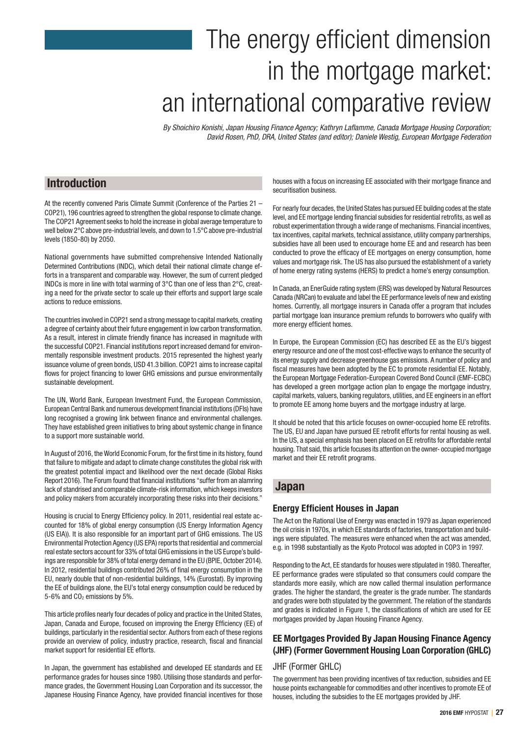# The energy efficient dimension in the mortgage market: an international comparative review

*By Shoichiro Konishi, Japan Housing Finance Agency; Kathryn Laflamme, Canada Mortgage Housing Corporation; David Rosen, PhD, DRA, United States (and editor); Daniele Westig, European Mortgage Federation*

## Introduction

At the recently convened Paris Climate Summit (Conference of the Parties 21 – COP21), 196 countries agreed to strengthen the global response to climate change. The COP21 Agreement seeks to hold the increase in global average temperature to well below 2°C above pre-industrial levels, and down to 1.5°C above pre-industrial levels (1850-80) by 2050.

National governments have submitted comprehensive Intended Nationally Determined Contributions (INDC), which detail their national climate change efforts in a transparent and comparable way. However, the sum of current pledged INDCs is more in line with total warming of 3°C than one of less than 2°C, creating a need for the private sector to scale up their efforts and support large scale actions to reduce emissions.

The countries involved in COP21 send a strong message to capital markets, creating a degree of certainty about their future engagement in low carbon transformation. As a result, interest in climate friendly finance has increased in magnitude with the successful COP21. Financial institutions report increased demand for environmentally responsible investment products. 2015 represented the highest yearly issuance volume of green bonds, USD 41.3 billion. COP21 aims to increase capital flows for project financing to lower GHG emissions and pursue environmentally sustainable development.

The UN, World Bank, European Investment Fund, the European Commission, European Central Bank and numerous development financial institutions (DFIs) have long recognised a growing link between finance and environmental challenges. They have established green initiatives to bring about systemic change in finance to a support more sustainable world.

In August of 2016, the World Economic Forum, for the first time in its history, found that failure to mitigate and adapt to climate change constitutes the global risk with the greatest potential impact and likelihood over the next decade (Global Risks Report 2016). The Forum found that financial institutions "suffer from an alamring lack of standrised and comparable climate-risk information, which keeps investors and policy makers from accurately incorporating these risks into their decisions."

Housing is crucial to Energy Efficiency policy. In 2011, residential real estate accounted for 18% of global energy consumption (US Energy Information Agency (US EIA)). It is also responsible for an important part of GHG emissions. The US Environmental Protection Agency (US EPA) reports that residential and commercial real estate sectors account for 33% of total GHG emissions in the US Europe's buildings are responsible for 38% of total energy demand in the EU (BPIE, October 2014). In 2012, residential buildings contributed 26% of final energy consumption in the EU, nearly double that of non-residential buildings, 14% (Eurostat). By improving the EE of buildings alone, the EU's total energy consumption could be reduced by 5-6% and $CO_2$ emissions by 5%.

This article profiles nearly four decades of policy and practice in the United States, Japan, Canada and Europe, focused on improving the Energy Efficiency (EE) of buildings, particularly in the residential sector. Authors from each of these regions provide an overview of policy, industry practice, research, fiscal and financial market support for residential EE efforts.

In Japan, the government has established and developed EE standards and EE performance grades for houses since 1980. Utilising those standards and performance grades, the Government Housing Loan Corporation and its successor, the Japanese Housing Finance Agency, have provided financial incentives for those houses with a focus on increasing EE associated with their mortgage finance and securitisation business.

For nearly four decades, the United States has pursued EE building codes at the state level, and EE mortgage lending financial subsidies for residential retrofits, as well as robust experimentation through a wide range of mechanisms. Financial incentives, tax incentives, capital markets, technical assistance, utility company partnerships, subsidies have all been used to encourage home EE and and research has been conducted to prove the efficacy of EE mortgages on energy consumption, home values and mortgage risk. The US has also pursued the establishment of a variety of home energy rating systems (HERS) to predict a home's energy consumption.

In Canada, an EnerGuide rating system (ERS) was developed by Natural Resources Canada (NRCan) to evaluate and label the EE performance levels of new and existing homes. Currently, all mortgage insurers in Canada offer a program that includes partial mortgage loan insurance premium refunds to borrowers who qualify with more energy efficient homes.

In Europe, the European Commission (EC) has described EE as the EU's biggest energy resource and one of the most cost-effective ways to enhance the security of its energy supply and decrease greenhouse gas emissions. A number of policy and fiscal measures have been adopted by the EC to promote residential EE. Notably, the European Mortgage Federation-European Covered Bond Council (EMF-ECBC) has developed a green mortgage action plan to engage the mortgage industry, capital markets, valuers, banking regulators, utilities, and EE engineers in an effort to promote EE among home buyers and the mortgage industry at large.

It should be noted that this article focuses on owner-occupied home EE retrofits. The US, EU and Japan have pursued EE retrofit efforts for rental housing as well. In the US, a special emphasis has been placed on EE retrofits for affordable rental housing. That said, this article focuses its attention on the owner- occupied mortgage market and their EE retrofit programs.

## Japan

### Energy Efficient Houses in Japan

The Act on the Rational Use of Energy was enacted in 1979 as Japan experienced the oil crisis in 1970s, in which EE standards of factories, transportation and buildings were stipulated. The measures were enhanced when the act was amended, e.g. in 1998 substantially as the Kyoto Protocol was adopted in COP3 in 1997.

Responding to the Act, EE standards for houses were stipulated in 1980. Thereafter, EE performance grades were stipulated so that consumers could compare the standards more easily, which are now called thermal insulation performance grades. The higher the standard, the greater is the grade number. The standards and grades were both stipulated by the government. The relation of the standards and grades is indicated in Figure 1, the classifications of which are used for EE mortgages provided by Japan Housing Finance Agency.

### EE Mortgages Provided By Japan Housing Finance Agency (JHF) (Former Government Housing Loan Corporation (GHLC)

#### JHF (Former GHLC)

The government has been providing incentives of tax reduction, subsidies and EE house points exchangeable for commodities and other incentives to promote EE of houses, including the subsidies to the EE mortgages provided by JHF.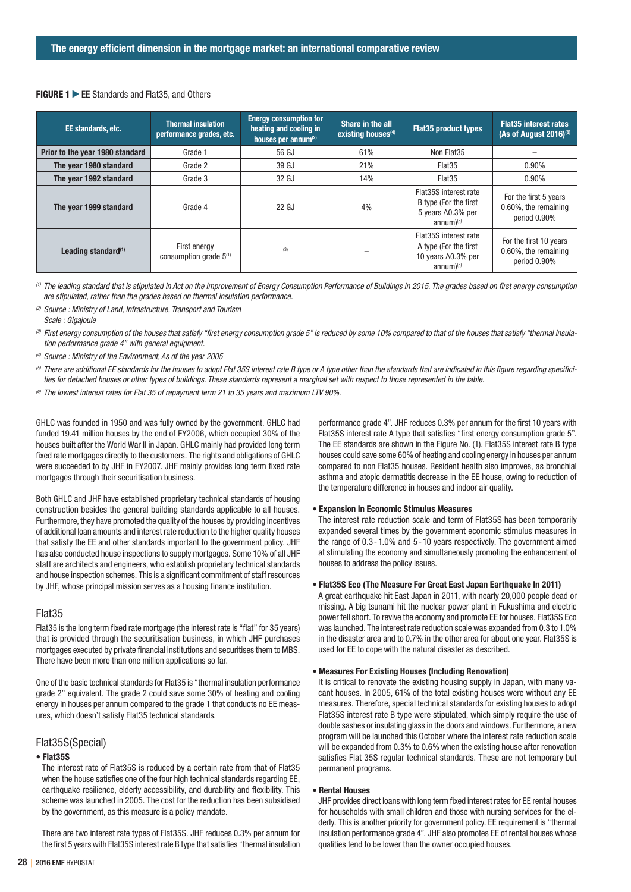**FIGURE 1** ▶ EE Standards and Flat35, and Others

| EE standards, etc. | Thermal insulation performance grades, etc. | Energy consumption for heating and cooling in houses per annum[2] | Share in the all existing houses[4] | Flat35 product types | Flat35 interest rates (As of August 2016)[6] |
|---|---|---|---|---|---|
| Prior to the year 1980 standard | Grade 1 | 56 GJ | 61% | Non Flat35 | – |
| The year 1980 standard | Grade 2 | 39 GJ | 21% | Flat35 | 0.90% |
| The year 1992 standard | Grade 3 | 32 GJ | 14% | Flat35 | 0.90% |
| The year 1999 standard | Grade 4 | 22 GJ | 4% | Flat35S interest rate B type (For the first 5 years Δ0.3% per annum)[5] | For the first 5 years 0.60%, the remaining period 0.90% |
| Leading standard[1] | First energy consumption grade 5[1] | [3] | – | Flat35S interest rate A type (For the first 10 years Δ0.3% per annum)[5] | For the first 10 years 0.60%, the remaining period 0.90% |

*[1] The leading standard that is stipulated in Act on the Improvement of Energy Consumption Performance of Buildings in 2015. The grades based on first energy consumption are stipulated, rather than the grades based on thermal insulation performance.*

*[2] Source : Ministry of Land, Infrastructure, Transport and Tourism*
*Scale : Gigajoule*

*[3] First energy consumption of the houses that satisfy "first energy consumption grade 5" is reduced by some 10% compared to that of the houses that satisfy "thermal insulation performance grade 4" with general equipment.*

*[4] Source : Ministry of the Environment, As of the year 2005*

*[5] There are additional EE standards for the houses to adopt Flat 35S interest rate B type or A type other than the standards that are indicated in this figure regarding specificities for detached houses or other types of buildings. These standards represent a marginal set with respect to those represented in the table.*

*[6] The lowest interest rates for Flat 35 of repayment term 21 to 35 years and maximum LTV 90%.*

GHLC was founded in 1950 and was fully owned by the government. GHLC had funded 19.41 million houses by the end of FY2006, which occupied 30% of the houses built after the World War II in Japan. GHLC mainly had provided long term fixed rate mortgages directly to the customers. The rights and obligations of GHLC were succeeded to by JHF in FY2007. JHF mainly provides long term fixed rate mortgages through their securitisation business.

Both GHLC and JHF have established proprietary technical standards of housing construction besides the general building standards applicable to all houses. Furthermore, they have promoted the quality of the houses by providing incentives of additional loan amounts and interest rate reduction to the higher quality houses that satisfy the EE and other standards important to the government policy. JHF has also conducted house inspections to supply mortgages. Some 10% of all JHF staff are architects and engineers, who establish proprietary technical standards and house inspection schemes. This is a significant commitment of staff resources by JHF, whose principal mission serves as a housing finance institution.

## Flat35

Flat35 is the long term fixed rate mortgage (the interest rate is "flat" for 35 years) that is provided through the securitisation business, in which JHF purchases mortgages executed by private financial institutions and securitises them to MBS. There have been more than one million applications so far.

One of the basic technical standards for Flat35 is "thermal insulation performance grade 2" equivalent. The grade 2 could save some 30% of heating and cooling energy in houses per annum compared to the grade 1 that conducts no EE measures, which doesn't satisfy Flat35 technical standards.

## Flat35S(Special)

- **Flat35S**

The interest rate of Flat35S is reduced by a certain rate from that of Flat35 when the house satisfies one of the four high technical standards regarding EE, earthquake resilience, elderly accessibility, and durability and flexibility. This scheme was launched in 2005. The cost for the reduction has been subsidised by the government, as this measure is a policy mandate.

There are two interest rate types of Flat35S. JHF reduces 0.3% per annum for the first 5 years with Flat35S interest rate B type that satisfies "thermal insulation performance grade 4". JHF reduces 0.3% per annum for the first 10 years with Flat35S interest rate A type that satisfies "first energy consumption grade 5". The EE standards are shown in the Figure No. (1). Flat35S interest rate B type houses could save some 60% of heating and cooling energy in houses per annum compared to non Flat35 houses. Resident health also improves, as bronchial asthma and atopic dermatitis decrease in the EE house, owing to reduction of the temperature difference in houses and indoor air quality.

- **Expansion In Economic Stimulus Measures**

The interest rate reduction scale and term of Flat35S has been temporarily expanded several times by the government economic stimulus measures in the range of 0.3 - 1.0% and 5 - 10 years respectively. The government aimed at stimulating the economy and simultaneously promoting the enhancement of houses to address the policy issues.

- **Flat35S Eco (The Measure For Great East Japan Earthquake In 2011)**

A great earthquake hit East Japan in 2011, with nearly 20,000 people dead or missing. A big tsunami hit the nuclear power plant in Fukushima and electric power fell short. To revive the economy and promote EE for houses, Flat35S Eco was launched. The interest rate reduction scale was expanded from 0.3 to 1.0% in the disaster area and to 0.7% in the other area for about one year. Flat35S is used for EE to cope with the natural disaster as described.

- **Measures For Existing Houses (Including Renovation)**

It is critical to renovate the existing housing supply in Japan, with many vacant houses. In 2005, 61% of the total existing houses were without any EE measures. Therefore, special technical standards for existing houses to adopt Flat35S interest rate B type were stipulated, which simply require the use of double sashes or insulating glass in the doors and windows. Furthermore, a new program will be launched this October where the interest rate reduction scale will be expanded from 0.3% to 0.6% when the existing house after renovation satisfies Flat 35S regular technical standards. These are not temporary but permanent programs.

- **Rental Houses**

JHF provides direct loans with long term fixed interest rates for EE rental houses for households with small children and those with nursing services for the elderly. This is another priority for government policy. EE requirement is "thermal insulation performance grade 4". JHF also promotes EE of rental houses whose qualities tend to be lower than the owner occupied houses.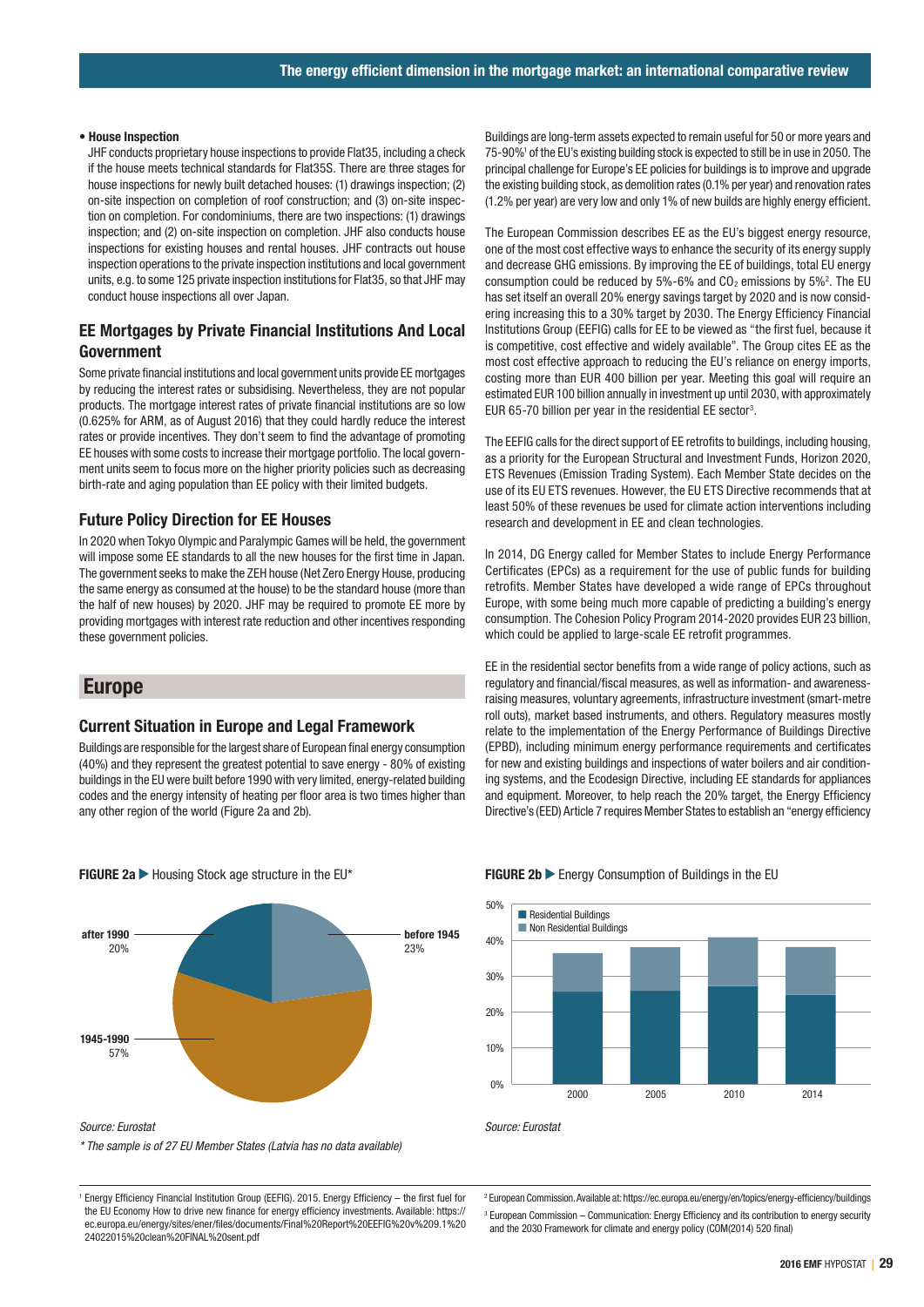- **House Inspection**

  JHF conducts proprietary house inspections to provide Flat35, including a check if the house meets technical standards for Flat35S. There are three stages for house inspections for newly built detached houses: (1) drawings inspection; (2) on-site inspection on completion of roof construction; and (3) on-site inspection on completion. For condominiums, there are two inspections: (1) drawings inspection; and (2) on-site inspection on completion. JHF also conducts house inspections for existing houses and rental houses. JHF contracts out house inspection operations to the private inspection institutions and local government units, e.g. to some 125 private inspection institutions for Flat35, so that JHF may conduct house inspections all over Japan.

### EE Mortgages by Private Financial Institutions And Local Government

Some private financial institutions and local government units provide EE mortgages by reducing the interest rates or subsidising. Nevertheless, they are not popular products. The mortgage interest rates of private financial institutions are so low (0.625% for ARM, as of August 2016) that they could hardly reduce the interest rates or provide incentives. They don't seem to find the advantage of promoting EE houses with some costs to increase their mortgage portfolio. The local government units seem to focus more on the higher priority policies such as decreasing birth-rate and aging population than EE policy with their limited budgets.

### Future Policy Direction for EE Houses

In 2020 when Tokyo Olympic and Paralympic Games will be held, the government will impose some EE standards to all the new houses for the first time in Japan. The government seeks to make the ZEH house (Net Zero Energy House, producing the same energy as consumed at the house) to be the standard house (more than the half of new houses) by 2020. JHF may be required to promote EE more by providing mortgages with interest rate reduction and other incentives responding these government policies.

## Europe

### Current Situation in Europe and Legal Framework

Buildings are responsible for the largest share of European final energy consumption (40%) and they represent the greatest potential to save energy - 80% of existing buildings in the EU were built before 1990 with very limited, energy-related building codes and the energy intensity of heating per floor area is two times higher than any other region of the world (Figure 2a and 2b).

Buildings are long-term assets expected to remain useful for 50 or more years and 75-90%[1] of the EU's existing building stock is expected to still be in use in 2050. The principal challenge for Europe's EE policies for buildings is to improve and upgrade the existing building stock, as demolition rates (0.1% per year) and renovation rates (1.2% per year) are very low and only 1% of new builds are highly energy efficient.

The European Commission describes EE as the EU's biggest energy resource, one of the most cost effective ways to enhance the security of its energy supply and decrease GHG emissions. By improving the EE of buildings, total EU energy consumption could be reduced by 5%-6% and $CO_2$ emissions by 5%[2]. The EU has set itself an overall 20% energy savings target by 2020 and is now considering increasing this to a 30% target by 2030. The Energy Efficiency Financial Institutions Group (EEFIG) calls for EE to be viewed as "the first fuel, because it is competitive, cost effective and widely available". The Group cites EE as the most cost effective approach to reducing the EU's reliance on energy imports, costing more than EUR 400 billion per year. Meeting this goal will require an estimated EUR 100 billion annually in investment up until 2030, with approximately EUR 65-70 billion per year in the residential EE sector[3].

The EEFIG calls for the direct support of EE retrofits to buildings, including housing, as a priority for the European Structural and Investment Funds, Horizon 2020, ETS Revenues (Emission Trading System). Each Member State decides on the use of its EU ETS revenues. However, the EU ETS Directive recommends that at least 50% of these revenues be used for climate action interventions including research and development in EE and clean technologies.

In 2014, DG Energy called for Member States to include Energy Performance Certificates (EPCs) as a requirement for the use of public funds for building retrofits. Member States have developed a wide range of EPCs throughout Europe, with some being much more capable of predicting a building's energy consumption. The Cohesion Policy Program 2014-2020 provides EUR 23 billion, which could be applied to large-scale EE retrofit programmes.

EE in the residential sector benefits from a wide range of policy actions, such as regulatory and financial/fiscal measures, as well as information- and awareness-raising measures, voluntary agreements, infrastructure investment (smart-metre roll outs), market based instruments, and others. Regulatory measures mostly relate to the implementation of the Energy Performance of Buildings Directive (EPBD), including minimum energy performance requirements and certificates for new and existing buildings and inspections of water boilers and air conditioning systems, and the Ecodesign Directive, including EE standards for appliances and equipment. Moreover, to help reach the 20% target, the Energy Efficiency Directive's (EED) Article 7 requires Member States to establish an "energy efficiency

**FIGURE 2a ▶** Housing Stock age structure in the EU*

| Period | Share |
|---|---|
| before 1945 | 23% |
| 1945-1990 | 57% |
| after 1990 | 20% |

*Source: Eurostat*

*\* The sample is of 27 EU Member States (Latvia has no data available)*

**FIGURE 2b ▶** Energy Consumption of Buildings in the EU

Legend: Residential Buildings; Non Residential Buildings. Y-axis: 0%–50%. X-axis: 2000, 2005, 2010, 2014.

*Source: Eurostat*

[1] Energy Efficiency Financial Institution Group (EEFIG). 2015. Energy Efficiency – the first fuel for the EU Economy How to drive new finance for energy efficiency investments. Available: https://ec.europa.eu/energy/sites/ener/files/documents/Final%20Report%20EEFIG%20v%209.1%2024022015%20clean%20FINAL%20sent.pdf

[2] European Commission. Available at: https://ec.europa.eu/energy/en/topics/energy-efficiency/buildings

[3] European Commission – Communication: Energy Efficiency and its contribution to energy security and the 2030 Framework for climate and energy policy (COM(2014) 520 final)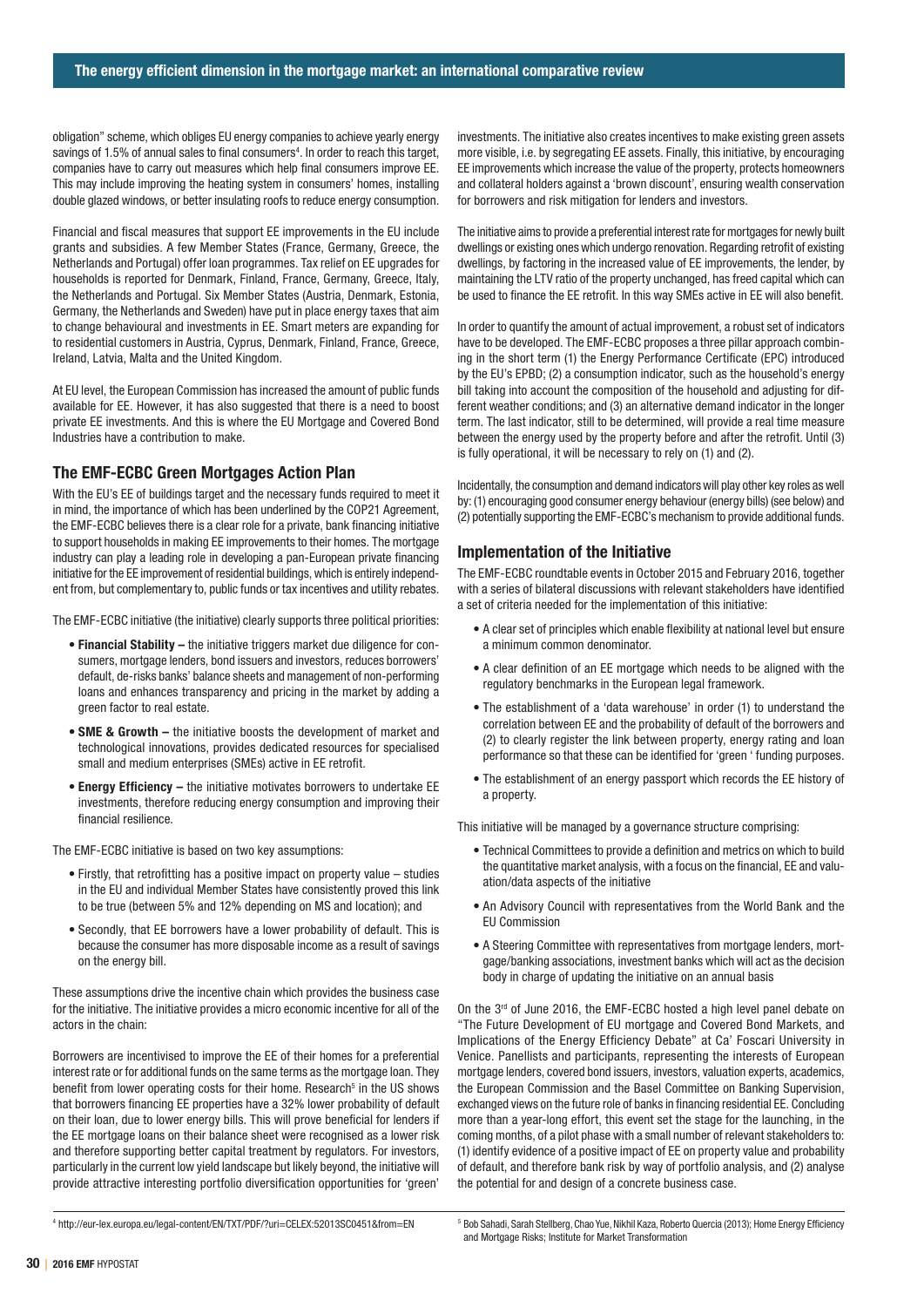obligation" scheme, which obliges EU energy companies to achieve yearly energy savings of 1.5% of annual sales to final consumers[4]. In order to reach this target, companies have to carry out measures which help final consumers improve EE. This may include improving the heating system in consumers' homes, installing double glazed windows, or better insulating roofs to reduce energy consumption.

Financial and fiscal measures that support EE improvements in the EU include grants and subsidies. A few Member States (France, Germany, Greece, the Netherlands and Portugal) offer loan programmes. Tax relief on EE upgrades for households is reported for Denmark, Finland, France, Germany, Greece, Italy, the Netherlands and Portugal. Six Member States (Austria, Denmark, Estonia, Germany, the Netherlands and Sweden) have put in place energy taxes that aim to change behavioural and investments in EE. Smart meters are expanding for to residential customers in Austria, Cyprus, Denmark, Finland, France, Greece, Ireland, Latvia, Malta and the United Kingdom.

At EU level, the European Commission has increased the amount of public funds available for EE. However, it has also suggested that there is a need to boost private EE investments. And this is where the EU Mortgage and Covered Bond Industries have a contribution to make.

## The EMF-ECBC Green Mortgages Action Plan

With the EU's EE of buildings target and the necessary funds required to meet it in mind, the importance of which has been underlined by the COP21 Agreement, the EMF-ECBC believes there is a clear role for a private, bank financing initiative to support households in making EE improvements to their homes. The mortgage industry can play a leading role in developing a pan-European private financing initiative for the EE improvement of residential buildings, which is entirely independent from, but complementary to, public funds or tax incentives and utility rebates.

The EMF-ECBC initiative (the initiative) clearly supports three political priorities:

- **Financial Stability –** the initiative triggers market due diligence for consumers, mortgage lenders, bond issuers and investors, reduces borrowers' default, de-risks banks' balance sheets and management of non-performing loans and enhances transparency and pricing in the market by adding a green factor to real estate.
- **SME & Growth –** the initiative boosts the development of market and technological innovations, provides dedicated resources for specialised small and medium enterprises (SMEs) active in EE retrofit.
- **Energy Efficiency –** the initiative motivates borrowers to undertake EE investments, therefore reducing energy consumption and improving their financial resilience.

The EMF-ECBC initiative is based on two key assumptions:

- Firstly, that retrofitting has a positive impact on property value – studies in the EU and individual Member States have consistently proved this link to be true (between 5% and 12% depending on MS and location); and
- Secondly, that EE borrowers have a lower probability of default. This is because the consumer has more disposable income as a result of savings on the energy bill.

These assumptions drive the incentive chain which provides the business case for the initiative. The initiative provides a micro economic incentive for all of the actors in the chain:

Borrowers are incentivised to improve the EE of their homes for a preferential interest rate or for additional funds on the same terms as the mortgage loan. They benefit from lower operating costs for their home. Research[5] in the US shows that borrowers financing EE properties have a 32% lower probability of default on their loan, due to lower energy bills. This will prove beneficial for lenders if the EE mortgage loans on their balance sheet were recognised as a lower risk and therefore supporting better capital treatment by regulators. For investors, particularly in the current low yield landscape but likely beyond, the initiative will provide attractive interesting portfolio diversification opportunities for 'green' investments. The initiative also creates incentives to make existing green assets more visible, i.e. by segregating EE assets. Finally, this initiative, by encouraging EE improvements which increase the value of the property, protects homeowners and collateral holders against a 'brown discount', ensuring wealth conservation for borrowers and risk mitigation for lenders and investors.

The initiative aims to provide a preferential interest rate for mortgages for newly built dwellings or existing ones which undergo renovation. Regarding retrofit of existing dwellings, by factoring in the increased value of EE improvements, the lender, by maintaining the LTV ratio of the property unchanged, has freed capital which can be used to finance the EE retrofit. In this way SMEs active in EE will also benefit.

In order to quantify the amount of actual improvement, a robust set of indicators have to be developed. The EMF-ECBC proposes a three pillar approach combining in the short term (1) the Energy Performance Certificate (EPC) introduced by the EU's EPBD; (2) a consumption indicator, such as the household's energy bill taking into account the composition of the household and adjusting for different weather conditions; and (3) an alternative demand indicator in the longer term. The last indicator, still to be determined, will provide a real time measure between the energy used by the property before and after the retrofit. Until (3) is fully operational, it will be necessary to rely on (1) and (2).

Incidentally, the consumption and demand indicators will play other key roles as well by: (1) encouraging good consumer energy behaviour (energy bills) (see below) and (2) potentially supporting the EMF-ECBC's mechanism to provide additional funds.

## Implementation of the Initiative

The EMF-ECBC roundtable events in October 2015 and February 2016, together with a series of bilateral discussions with relevant stakeholders have identified a set of criteria needed for the implementation of this initiative:

- A clear set of principles which enable flexibility at national level but ensure a minimum common denominator.
- A clear definition of an EE mortgage which needs to be aligned with the regulatory benchmarks in the European legal framework.
- The establishment of a 'data warehouse' in order (1) to understand the correlation between EE and the probability of default of the borrowers and (2) to clearly register the link between property, energy rating and loan performance so that these can be identified for 'green ' funding purposes.
- The establishment of an energy passport which records the EE history of a property.

This initiative will be managed by a governance structure comprising:

- Technical Committees to provide a definition and metrics on which to build the quantitative market analysis, with a focus on the financial, EE and valuation/data aspects of the initiative
- An Advisory Council with representatives from the World Bank and the EU Commission
- A Steering Committee with representatives from mortgage lenders, mortgage/banking associations, investment banks which will act as the decision body in charge of updating the initiative on an annual basis

On the 3rd of June 2016, the EMF-ECBC hosted a high level panel debate on "The Future Development of EU mortgage and Covered Bond Markets, and Implications of the Energy Efficiency Debate" at Ca' Foscari University in Venice. Panellists and participants, representing the interests of European mortgage lenders, covered bond issuers, investors, valuation experts, academics, the European Commission and the Basel Committee on Banking Supervision, exchanged views on the future role of banks in financing residential EE. Concluding more than a year-long effort, this event set the stage for the launching, in the coming months, of a pilot phase with a small number of relevant stakeholders to: (1) identify evidence of a positive impact of EE on property value and probability of default, and therefore bank risk by way of portfolio analysis, and (2) analyse the potential for and design of a concrete business case.

[4] http://eur-lex.europa.eu/legal-content/EN/TXT/PDF/?uri=CELEX:52013SC0451&from=EN

[5] Bob Sahadi, Sarah Stellberg, Chao Yue, Nikhil Kaza, Roberto Quercia (2013); Home Energy Efficiency and Mortgage Risks; Institute for Market Transformation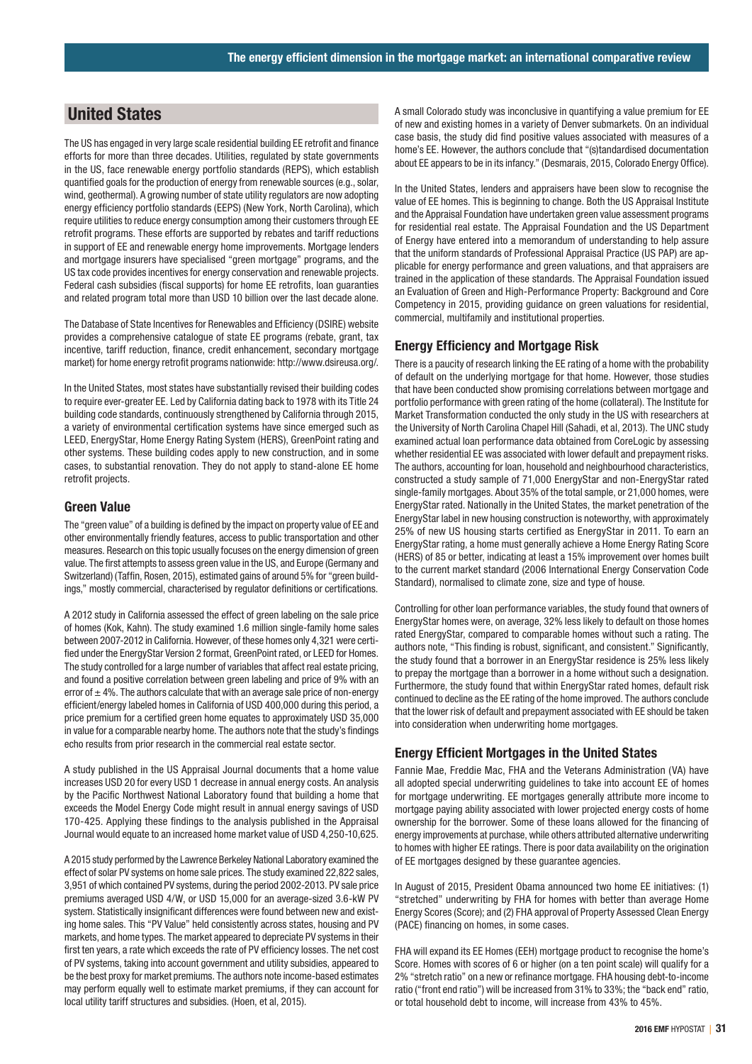## United States

The US has engaged in very large scale residential building EE retrofit and finance efforts for more than three decades. Utilities, regulated by state governments in the US, face renewable energy portfolio standards (REPS), which establish quantified goals for the production of energy from renewable sources (e.g., solar, wind, geothermal). A growing number of state utility regulators are now adopting energy efficiency portfolio standards (EEPS) (New York, North Carolina), which require utilities to reduce energy consumption among their customers through EE retrofit programs. These efforts are supported by rebates and tariff reductions in support of EE and renewable energy home improvements. Mortgage lenders and mortgage insurers have specialised "green mortgage" programs, and the US tax code provides incentives for energy conservation and renewable projects. Federal cash subsidies (fiscal supports) for home EE retrofits, loan guaranties and related program total more than USD 10 billion over the last decade alone.

The Database of State Incentives for Renewables and Efficiency (DSIRE) website provides a comprehensive catalogue of state EE programs (rebate, grant, tax incentive, tariff reduction, finance, credit enhancement, secondary mortgage market) for home energy retrofit programs nationwide: http://www.dsireusa.org/.

In the United States, most states have substantially revised their building codes to require ever-greater EE. Led by California dating back to 1978 with its Title 24 building code standards, continuously strengthened by California through 2015, a variety of environmental certification systems have since emerged such as LEED, EnergyStar, Home Energy Rating System (HERS), GreenPoint rating and other systems. These building codes apply to new construction, and in some cases, to substantial renovation. They do not apply to stand-alone EE home retrofit projects.

### Green Value

The "green value" of a building is defined by the impact on property value of EE and other environmentally friendly features, access to public transportation and other measures. Research on this topic usually focuses on the energy dimension of green value. The first attempts to assess green value in the US, and Europe (Germany and Switzerland) (Taffin, Rosen, 2015), estimated gains of around 5% for "green buildings," mostly commercial, characterised by regulator definitions or certifications.

A 2012 study in California assessed the effect of green labeling on the sale price of homes (Kok, Kahn). The study examined 1.6 million single-family home sales between 2007-2012 in California. However, of these homes only 4,321 were certified under the EnergyStar Version 2 format, GreenPoint rated, or LEED for Homes. The study controlled for a large number of variables that affect real estate pricing, and found a positive correlation between green labeling and price of 9% with an error of ± 4%. The authors calculate that with an average sale price of non-energy efficient/energy labeled homes in California of USD 400,000 during this period, a price premium for a certified green home equates to approximately USD 35,000 in value for a comparable nearby home. The authors note that the study's findings echo results from prior research in the commercial real estate sector.

A study published in the US Appraisal Journal documents that a home value increases USD 20 for every USD 1 decrease in annual energy costs. An analysis by the Pacific Northwest National Laboratory found that building a home that exceeds the Model Energy Code might result in annual energy savings of USD 170-425. Applying these findings to the analysis published in the Appraisal Journal would equate to an increased home market value of USD 4,250-10,625.

A 2015 study performed by the Lawrence Berkeley National Laboratory examined the effect of solar PV systems on home sale prices. The study examined 22,822 sales, 3,951 of which contained PV systems, during the period 2002-2013. PV sale price premiums averaged USD 4/W, or USD 15,000 for an average-sized 3.6-kW PV system. Statistically insignificant differences were found between new and existing home sales. This "PV Value" held consistently across states, housing and PV markets, and home types. The market appeared to depreciate PV systems in their first ten years, a rate which exceeds the rate of PV efficiency losses. The net cost of PV systems, taking into account government and utility subsidies, appeared to be the best proxy for market premiums. The authors note income-based estimates may perform equally well to estimate market premiums, if they can account for local utility tariff structures and subsidies. (Hoen, et al, 2015).

A small Colorado study was inconclusive in quantifying a value premium for EE of new and existing homes in a variety of Denver submarkets. On an individual case basis, the study did find positive values associated with measures of a home's EE. However, the authors conclude that "(s)tandardised documentation about EE appears to be in its infancy." (Desmarais, 2015, Colorado Energy Office).

In the United States, lenders and appraisers have been slow to recognise the value of EE homes. This is beginning to change. Both the US Appraisal Institute and the Appraisal Foundation have undertaken green value assessment programs for residential real estate. The Appraisal Foundation and the US Department of Energy have entered into a memorandum of understanding to help assure that the uniform standards of Professional Appraisal Practice (US PAP) are applicable for energy performance and green valuations, and that appraisers are trained in the application of these standards. The Appraisal Foundation issued an Evaluation of Green and High-Performance Property: Background and Core Competency in 2015, providing guidance on green valuations for residential, commercial, multifamily and institutional properties.

### Energy Efficiency and Mortgage Risk

There is a paucity of research linking the EE rating of a home with the probability of default on the underlying mortgage for that home. However, those studies that have been conducted show promising correlations between mortgage and portfolio performance with green rating of the home (collateral). The Institute for Market Transformation conducted the only study in the US with researchers at the University of North Carolina Chapel Hill (Sahadi, et al, 2013). The UNC study examined actual loan performance data obtained from CoreLogic by assessing whether residential EE was associated with lower default and prepayment risks. The authors, accounting for loan, household and neighbourhood characteristics, constructed a study sample of 71,000 EnergyStar and non-EnergyStar rated single-family mortgages. About 35% of the total sample, or 21,000 homes, were EnergyStar rated. Nationally in the United States, the market penetration of the EnergyStar label in new housing construction is noteworthy, with approximately 25% of new US housing starts certified as EnergyStar in 2011. To earn an EnergyStar rating, a home must generally achieve a Home Energy Rating Score (HERS) of 85 or better, indicating at least a 15% improvement over homes built to the current market standard (2006 International Energy Conservation Code Standard), normalised to climate zone, size and type of house.

Controlling for other loan performance variables, the study found that owners of EnergyStar homes were, on average, 32% less likely to default on those homes rated EnergyStar, compared to comparable homes without such a rating. The authors note, "This finding is robust, significant, and consistent." Significantly, the study found that a borrower in an EnergyStar residence is 25% less likely to prepay the mortgage than a borrower in a home without such a designation. Furthermore, the study found that within EnergyStar rated homes, default risk continued to decline as the EE rating of the home improved. The authors conclude that the lower risk of default and prepayment associated with EE should be taken into consideration when underwriting home mortgages.

### Energy Efficient Mortgages in the United States

Fannie Mae, Freddie Mac, FHA and the Veterans Administration (VA) have all adopted special underwriting guidelines to take into account EE of homes for mortgage underwriting. EE mortgages generally attribute more income to mortgage paying ability associated with lower projected energy costs of home ownership for the borrower. Some of these loans allowed for the financing of energy improvements at purchase, while others attributed alternative underwriting to homes with higher EE ratings. There is poor data availability on the origination of EE mortgages designed by these guarantee agencies.

In August of 2015, President Obama announced two home EE initiatives: (1) "stretched" underwriting by FHA for homes with better than average Home Energy Scores (Score); and (2) FHA approval of Property Assessed Clean Energy (PACE) financing on homes, in some cases.

FHA will expand its EE Homes (EEH) mortgage product to recognise the home's Score. Homes with scores of 6 or higher (on a ten point scale) will qualify for a 2% "stretch ratio" on a new or refinance mortgage. FHA housing debt-to-income ratio ("front end ratio") will be increased from 31% to 33%; the "back end" ratio, or total household debt to income, will increase from 43% to 45%.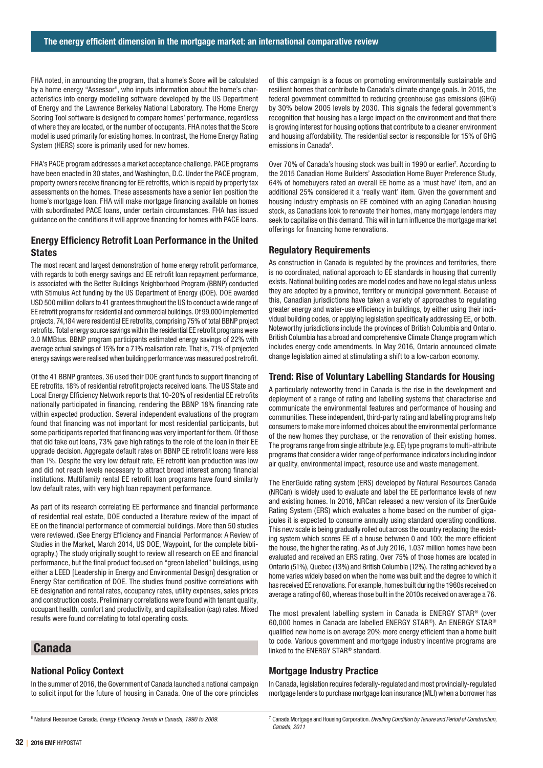FHA noted, in announcing the program, that a home's Score will be calculated by a home energy "Assessor", who inputs information about the home's characteristics into energy modelling software developed by the US Department of Energy and the Lawrence Berkeley National Laboratory. The Home Energy Scoring Tool software is designed to compare homes' performance, regardless of where they are located, or the number of occupants. FHA notes that the Score model is used primarily for existing homes. In contrast, the Home Energy Rating System (HERS) score is primarily used for new homes.

FHA's PACE program addresses a market acceptance challenge. PACE programs have been enacted in 30 states, and Washington, D.C. Under the PACE program, property owners receive financing for EE retrofits, which is repaid by property tax assessments on the homes. These assessments have a senior lien position the home's mortgage loan. FHA will make mortgage financing available on homes with subordinated PACE loans, under certain circumstances. FHA has issued guidance on the conditions it will approve financing for homes with PACE loans.

### Energy Efficiency Retrofit Loan Performance in the United States

The most recent and largest demonstration of home energy retrofit performance, with regards to both energy savings and EE retrofit loan repayment performance, is associated with the Better Buildings Neighborhood Program (BBNP) conducted with Stimulus Act funding by the US Department of Energy (DOE). DOE awarded USD 500 million dollars to 41 grantees throughout the US to conduct a wide range of EE retrofit programs for residential and commercial buildings. Of 99,000 implemented projects, 74,184 were residential EE retrofits, comprising 75% of total BBNP project retrofits. Total energy source savings within the residential EE retrofit programs were 3.0 MMBtus. BBNP program participants estimated energy savings of 22% with average actual savings of 15% for a 71% realisation rate. That is, 71% of projected energy savings were realised when building performance was measured post retrofit.

Of the 41 BBNP grantees, 36 used their DOE grant funds to support financing of EE retrofits. 18% of residential retrofit projects received loans. The US State and Local Energy Efficiency Network reports that 10-20% of residential EE retrofits nationally participated in financing, rendering the BBNP 18% financing rate within expected production. Several independent evaluations of the program found that financing was not important for most residential participants, but some participants reported that financing was very important for them. Of those that did take out loans, 73% gave high ratings to the role of the loan in their EE upgrade decision. Aggregate default rates on BBNP EE retrofit loans were less than 1%. Despite the very low default rate, EE retrofit loan production was low and did not reach levels necessary to attract broad interest among financial institutions. Multifamily rental EE retrofit loan programs have found similarly low default rates, with very high loan repayment performance.

As part of its research correlating EE performance and financial performance of residential real estate, DOE conducted a literature review of the impact of EE on the financial performance of commercial buildings. More than 50 studies were reviewed. (See Energy Efficiency and Financial Performance: A Review of Studies in the Market, March 2014, US DOE, Waypoint, for the complete bibliography.) The study originally sought to review all research on EE and financial performance, but the final product focused on "green labelled" buildings, using either a LEED [Leadership in Energy and Environmental Design] designation or Energy Star certification of DOE. The studies found positive correlations with EE designation and rental rates, occupancy rates, utility expenses, sales prices and construction costs. Preliminary correlations were found with tenant quality, occupant health, comfort and productivity, and capitalisation (cap) rates. Mixed results were found correlating to total operating costs.

## Canada

### National Policy Context

In the summer of 2016, the Government of Canada launched a national campaign to solicit input for the future of housing in Canada. One of the core principles of this campaign is a focus on promoting environmentally sustainable and resilient homes that contribute to Canada's climate change goals. In 2015, the federal government committed to reducing greenhouse gas emissions (GHG) by 30% below 2005 levels by 2030. This signals the federal government's recognition that housing has a large impact on the environment and that there is growing interest for housing options that contribute to a cleaner environment and housing affordability. The residential sector is responsible for 15% of GHG emissions in Canada[6].

Over 70% of Canada's housing stock was built in 1990 or earlier[7]. According to the 2015 Canadian Home Builders' Association Home Buyer Preference Study, 64% of homebuyers rated an overall EE home as a 'must have' item, and an additional 25% considered it a 'really want' item. Given the government and housing industry emphasis on EE combined with an aging Canadian housing stock, as Canadians look to renovate their homes, many mortgage lenders may seek to capitalise on this demand. This will in turn influence the mortgage market offerings for financing home renovations.

### Regulatory Requirements

As construction in Canada is regulated by the provinces and territories, there is no coordinated, national approach to EE standards in housing that currently exists. National building codes are model codes and have no legal status unless they are adopted by a province, territory or municipal government. Because of this, Canadian jurisdictions have taken a variety of approaches to regulating greater energy and water-use efficiency in buildings, by either using their individual building codes, or applying legislation specifically addressing EE, or both. Noteworthy jurisdictions include the provinces of British Columbia and Ontario. British Columbia has a broad and comprehensive Climate Change program which includes energy code amendments. In May 2016, Ontario announced climate change legislation aimed at stimulating a shift to a low-carbon economy.

### Trend: Rise of Voluntary Labelling Standards for Housing

A particularly noteworthy trend in Canada is the rise in the development and deployment of a range of rating and labelling systems that characterise and communicate the environmental features and performance of housing and communities. These independent, third-party rating and labelling programs help consumers to make more informed choices about the environmental performance of the new homes they purchase, or the renovation of their existing homes. The programs range from single attribute (e.g. EE) type programs to multi-attribute programs that consider a wider range of performance indicators including indoor air quality, environmental impact, resource use and waste management.

The EnerGuide rating system (ERS) developed by Natural Resources Canada (NRCan) is widely used to evaluate and label the EE performance levels of new and existing homes. In 2016, NRCan released a new version of its EnerGuide Rating System (ERS) which evaluates a home based on the number of gigajoules it is expected to consume annually using standard operating conditions. This new scale is being gradually rolled out across the country replacing the existing system which scores EE of a house between 0 and 100; the more efficient the house, the higher the rating. As of July 2016, 1.037 million homes have been evaluated and received an ERS rating. Over 75% of those homes are located in Ontario (51%), Quebec (13%) and British Columbia (12%). The rating achieved by a home varies widely based on when the home was built and the degree to which it has received EE renovations. For example, homes built during the 1960s received on average a rating of 60, whereas those built in the 2010s received on average a 76.

The most prevalent labelling system in Canada is ENERGY STAR® (over 60,000 homes in Canada are labelled ENERGY STAR®). An ENERGY STAR® qualified new home is on average 20% more energy efficient than a home built to code. Various government and mortgage industry incentive programs are linked to the ENERGY STAR® standard.

### Mortgage Industry Practice

In Canada, legislation requires federally-regulated and most provincially-regulated mortgage lenders to purchase mortgage loan insurance (MLI) when a borrower has

---

[6] Natural Resources Canada. *Energy Efficiency Trends in Canada, 1990 to 2009.*

[7] Canada Mortgage and Housing Corporation. *Dwelling Condition by Tenure and Period of Construction, Canada, 2011*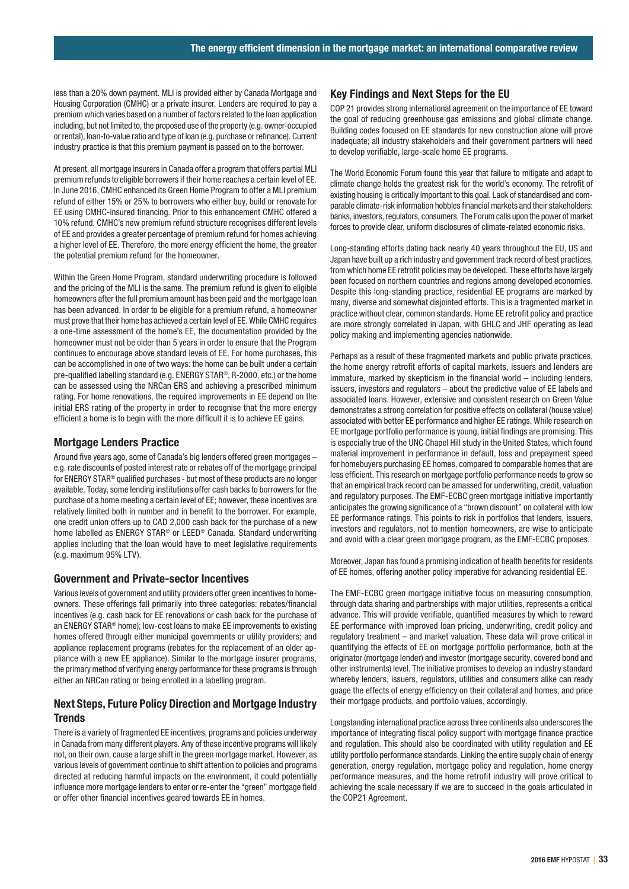less than a 20% down payment. MLI is provided either by Canada Mortgage and Housing Corporation (CMHC) or a private insurer. Lenders are required to pay a premium which varies based on a number of factors related to the loan application including, but not limited to, the proposed use of the property (e.g. owner-occupied or rental), loan-to-value ratio and type of loan (e.g. purchase or refinance). Current industry practice is that this premium payment is passed on to the borrower.

At present, all mortgage insurers in Canada offer a program that offers partial MLI premium refunds to eligible borrowers if their home reaches a certain level of EE. In June 2016, CMHC enhanced its Green Home Program to offer a MLI premium refund of either 15% or 25% to borrowers who either buy, build or renovate for EE using CMHC-insured financing. Prior to this enhancement CMHC offered a 10% refund. CMHC's new premium refund structure recognises different levels of EE and provides a greater percentage of premium refund for homes achieving a higher level of EE. Therefore, the more energy efficient the home, the greater the potential premium refund for the homeowner.

Within the Green Home Program, standard underwriting procedure is followed and the pricing of the MLI is the same. The premium refund is given to eligible homeowners after the full premium amount has been paid and the mortgage loan has been advanced. In order to be eligible for a premium refund, a homeowner must prove that their home has achieved a certain level of EE. While CMHC requires a one-time assessment of the home's EE, the documentation provided by the homeowner must not be older than 5 years in order to ensure that the Program continues to encourage above standard levels of EE. For home purchases, this can be accomplished in one of two ways: the home can be built under a certain pre-qualified labelling standard (e.g. ENERGY STAR®, R-2000, etc.) or the home can be assessed using the NRCan ERS and achieving a prescribed minimum rating. For home renovations, the required improvements in EE depend on the initial ERS rating of the property in order to recognise that the more energy efficient a home is to begin with the more difficult it is to achieve EE gains.

## Mortgage Lenders Practice

Around five years ago, some of Canada's big lenders offered green mortgages – e.g. rate discounts of posted interest rate or rebates off of the mortgage principal for ENERGY STAR® qualified purchases - but most of these products are no longer available. Today, some lending institutions offer cash backs to borrowers for the purchase of a home meeting a certain level of EE; however, these incentives are relatively limited both in number and in benefit to the borrower. For example, one credit union offers up to CAD 2,000 cash back for the purchase of a new home labelled as ENERGY STAR® or LEED® Canada. Standard underwriting applies including that the loan would have to meet legislative requirements (e.g. maximum 95% LTV).

## Government and Private-sector Incentives

Various levels of government and utility providers offer green incentives to homeowners. These offerings fall primarily into three categories: rebates/financial incentives (e.g. cash back for EE renovations or cash back for the purchase of an ENERGY STAR® home); low-cost loans to make EE improvements to existing homes offered through either municipal governments or utility providers; and appliance replacement programs (rebates for the replacement of an older appliance with a new EE appliance). Similar to the mortgage insurer programs, the primary method of verifying energy performance for these programs is through either an NRCan rating or being enrolled in a labelling program.

## Next Steps, Future Policy Direction and Mortgage Industry Trends

There is a variety of fragmented EE incentives, programs and policies underway in Canada from many different players. Any of these incentive programs will likely not, on their own, cause a large shift in the green mortgage market. However, as various levels of government continue to shift attention to policies and programs directed at reducing harmful impacts on the environment, it could potentially influence more mortgage lenders to enter or re-enter the "green" mortgage field or offer other financial incentives geared towards EE in homes.

## Key Findings and Next Steps for the EU

COP 21 provides strong international agreement on the importance of EE toward the goal of reducing greenhouse gas emissions and global climate change. Building codes focused on EE standards for new construction alone will prove inadequate; all industry stakeholders and their government partners will need to develop verifiable, large-scale home EE programs.

The World Economic Forum found this year that failure to mitigate and adapt to climate change holds the greatest risk for the world's economy. The retrofit of existing housing is critically important to this goal. Lack of standardised and comparable climate-risk information hobbles financial markets and their stakeholders: banks, investors, regulators, consumers. The Forum calls upon the power of market forces to provide clear, uniform disclosures of climate-related economic risks.

Long-standing efforts dating back nearly 40 years throughout the EU, US and Japan have built up a rich industry and government track record of best practices, from which home EE retrofit policies may be developed. These efforts have largely been focused on northern countries and regions among developed economies. Despite this long-standing practice, residential EE programs are marked by many, diverse and somewhat disjointed efforts. This is a fragmented market in practice without clear, common standards. Home EE retrofit policy and practice are more strongly correlated in Japan, with GHLC and JHF operating as lead policy making and implementing agencies nationwide.

Perhaps as a result of these fragmented markets and public private practices, the home energy retrofit efforts of capital markets, issuers and lenders are immature, marked by skepticism in the financial world – including lenders, issuers, investors and regulators – about the predictive value of EE labels and associated loans. However, extensive and consistent research on Green Value demonstrates a strong correlation for positive effects on collateral (house value) associated with better EE performance and higher EE ratings. While research on EE mortgage portfolio performance is young, initial findings are promising. This is especially true of the UNC Chapel Hill study in the United States, which found material improvement in performance in default, loss and prepayment speed for homebuyers purchasing EE homes, compared to comparable homes that are less efficient. This research on mortgage portfolio performance needs to grow so that an empirical track record can be amassed for underwriting, credit, valuation and regulatory purposes. The EMF-ECBC green mortgage initiative importantly anticipates the growing significance of a "brown discount" on collateral with low EE performance ratings. This points to risk in portfolios that lenders, issuers, investors and regulators, not to mention homeowners, are wise to anticipate and avoid with a clear green mortgage program, as the EMF-ECBC proposes.

Moreover, Japan has found a promising indication of health benefits for residents of EE homes, offering another policy imperative for advancing residential EE.

The EMF-ECBC green mortgage initiative focus on measuring consumption, through data sharing and partnerships with major utilities, represents a critical advance. This will provide verifiable, quantified measures by which to reward EE performance with improved loan pricing, underwriting, credit policy and regulatory treatment – and market valuation. These data will prove critical in quantifying the effects of EE on mortgage portfolio performance, both at the originator (mortgage lender) and investor (mortgage security, covered bond and other instruments) level. The initiative promises to develop an industry standard whereby lenders, issuers, regulators, utilities and consumers alike can ready guage the effects of energy efficiency on their collateral and homes, and price their mortgage products, and portfolio values, accordingly.

Longstanding international practice across three continents also underscores the importance of integrating fiscal policy support with mortgage finance practice and regulation. This should also be coordinated with utility regulation and EE utility portfolio performance standards. Linking the entire supply chain of energy generation, energy regulation, mortgage policy and regulation, home energy performance measures, and the home retrofit industry will prove critical to achieving the scale necessary if we are to succeed in the goals articulated in the COP21 Agreement.